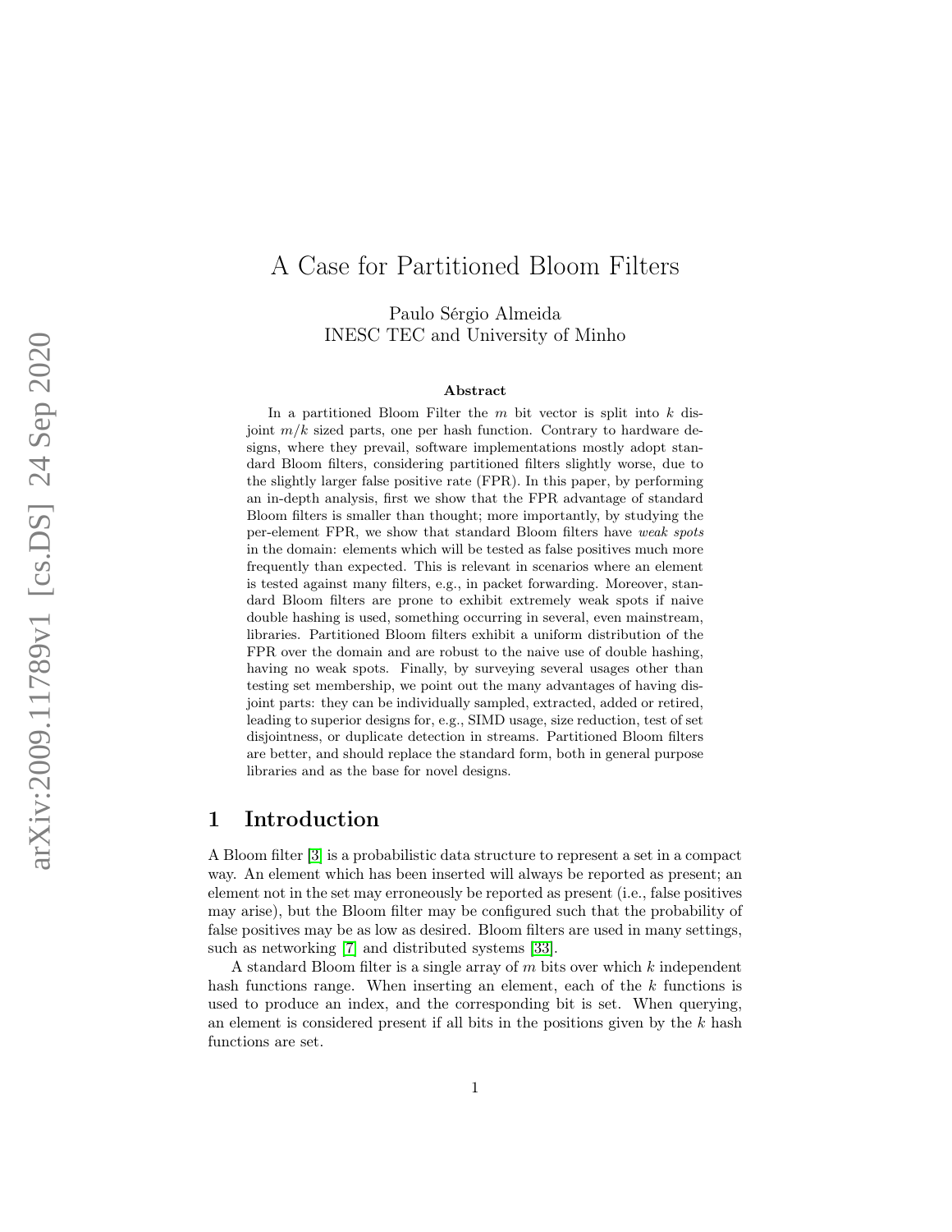# A Case for Partitioned Bloom Filters

Paulo Sérgio Almeida
INESC TEC and University of Minho

**Abstract**

In a partitioned Bloom Filter the $m$ bit vector is split into $k$ disjoint $m/k$ sized parts, one per hash function. Contrary to hardware designs, where they prevail, software implementations mostly adopt standard Bloom filters, considering partitioned filters slightly worse, due to the slightly larger false positive rate (FPR). In this paper, by performing an in-depth analysis, first we show that the FPR advantage of standard Bloom filters is smaller than thought; more importantly, by studying the per-element FPR, we show that standard Bloom filters have *weak spots* in the domain: elements which will be tested as false positives much more frequently than expected. This is relevant in scenarios where an element is tested against many filters, e.g., in packet forwarding. Moreover, standard Bloom filters are prone to exhibit extremely weak spots if naive double hashing is used, something occurring in several, even mainstream, libraries. Partitioned Bloom filters exhibit a uniform distribution of the FPR over the domain and are robust to the naive use of double hashing, having no weak spots. Finally, by surveying several usages other than testing set membership, we point out the many advantages of having disjoint parts: they can be individually sampled, extracted, added or retired, leading to superior designs for, e.g., SIMD usage, size reduction, test of set disjointness, or duplicate detection in streams. Partitioned Bloom filters are better, and should replace the standard form, both in general purpose libraries and as the base for novel designs.

## 1 Introduction

A Bloom filter [3] is a probabilistic data structure to represent a set in a compact way. An element which has been inserted will always be reported as present; an element not in the set may erroneously be reported as present (i.e., false positives may arise), but the Bloom filter may be configured such that the probability of false positives may be as low as desired. Bloom filters are used in many settings, such as networking [7] and distributed systems [33].

A standard Bloom filter is a single array of $m$ bits over which $k$ independent hash functions range. When inserting an element, each of the $k$ functions is used to produce an index, and the corresponding bit is set. When querying, an element is considered present if all bits in the positions given by the $k$ hash functions are set.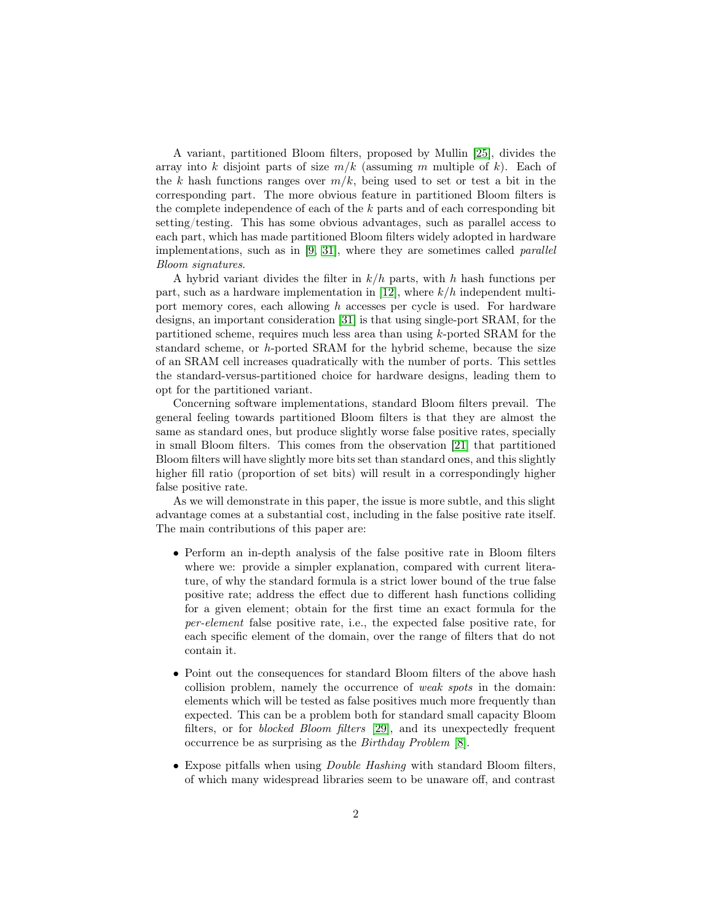A variant, partitioned Bloom filters, proposed by Mullin [25], divides the array into $k$ disjoint parts of size $m/k$ (assuming $m$ multiple of $k$). Each of the $k$ hash functions ranges over $m/k$, being used to set or test a bit in the corresponding part. The more obvious feature in partitioned Bloom filters is the complete independence of each of the $k$ parts and of each corresponding bit setting/testing. This has some obvious advantages, such as parallel access to each part, which has made partitioned Bloom filters widely adopted in hardware implementations, such as in [9, 31], where they are sometimes called *parallel Bloom signatures*.

A hybrid variant divides the filter in $k/h$ parts, with $h$ hash functions per part, such as a hardware implementation in [12], where $k/h$ independent multi-port memory cores, each allowing $h$ accesses per cycle is used. For hardware designs, an important consideration [31] is that using single-port SRAM, for the partitioned scheme, requires much less area than using $k$-ported SRAM for the standard scheme, or $h$-ported SRAM for the hybrid scheme, because the size of an SRAM cell increases quadratically with the number of ports. This settles the standard-versus-partitioned choice for hardware designs, leading them to opt for the partitioned variant.

Concerning software implementations, standard Bloom filters prevail. The general feeling towards partitioned Bloom filters is that they are almost the same as standard ones, but produce slightly worse false positive rates, specially in small Bloom filters. This comes from the observation [21] that partitioned Bloom filters will have slightly more bits set than standard ones, and this slightly higher fill ratio (proportion of set bits) will result in a correspondingly higher false positive rate.

As we will demonstrate in this paper, the issue is more subtle, and this slight advantage comes at a substantial cost, including in the false positive rate itself. The main contributions of this paper are:

- Perform an in-depth analysis of the false positive rate in Bloom filters where we: provide a simpler explanation, compared with current literature, of why the standard formula is a strict lower bound of the true false positive rate; address the effect due to different hash functions colliding for a given element; obtain for the first time an exact formula for the *per-element* false positive rate, i.e., the expected false positive rate, for each specific element of the domain, over the range of filters that do not contain it.
- Point out the consequences for standard Bloom filters of the above hash collision problem, namely the occurrence of *weak spots* in the domain: elements which will be tested as false positives much more frequently than expected. This can be a problem both for standard small capacity Bloom filters, or for *blocked Bloom filters* [29], and its unexpectedly frequent occurrence be as surprising as the *Birthday Problem* [8].
- Expose pitfalls when using *Double Hashing* with standard Bloom filters, of which many widespread libraries seem to be unaware off, and contrast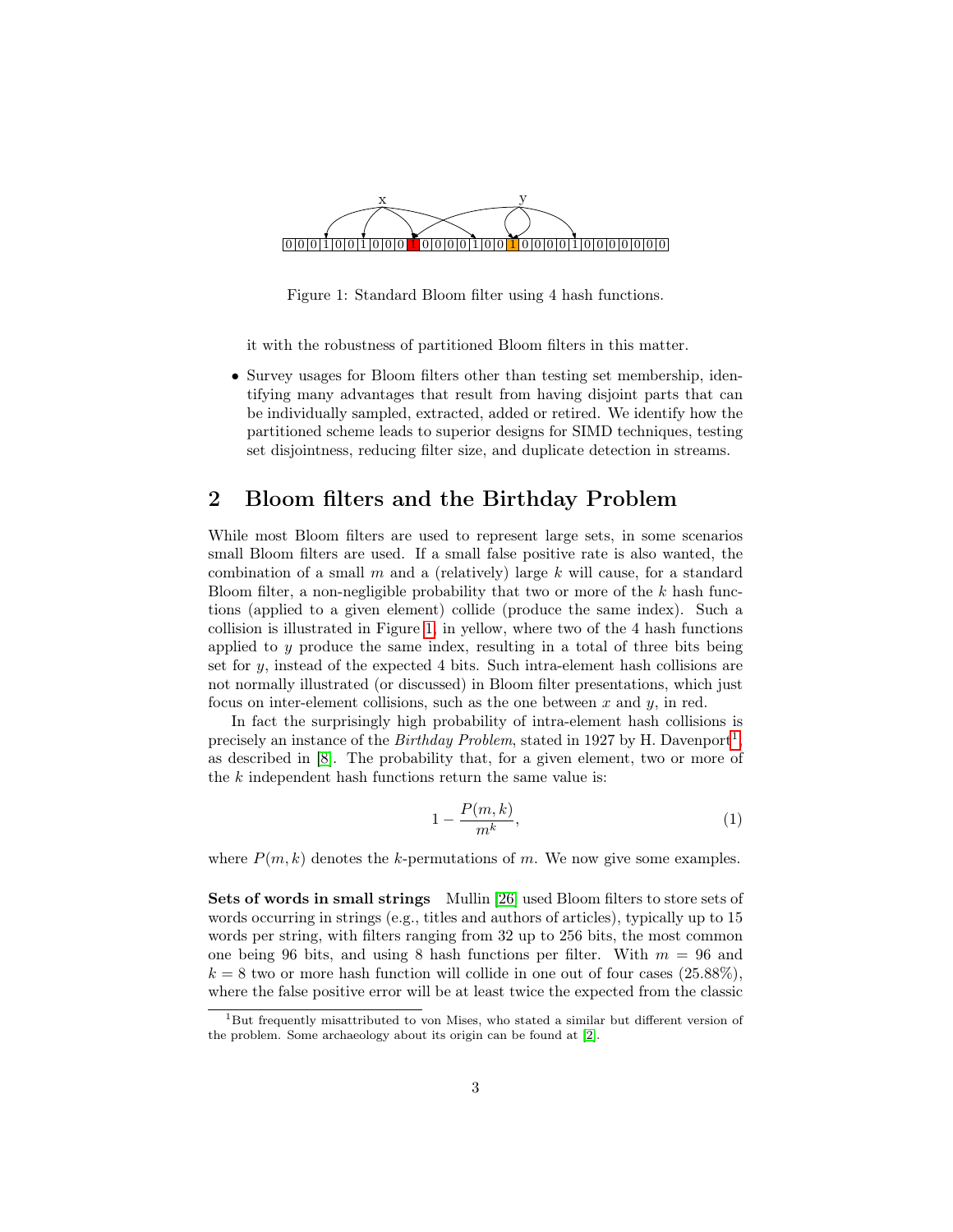Figure 1: Standard Bloom filter using 4 hash functions.

it with the robustness of partitioned Bloom filters in this matter.

- Survey usages for Bloom filters other than testing set membership, identifying many advantages that result from having disjoint parts that can be individually sampled, extracted, added or retired. We identify how the partitioned scheme leads to superior designs for SIMD techniques, testing set disjointness, reducing filter size, and duplicate detection in streams.

## 2 Bloom filters and the Birthday Problem

While most Bloom filters are used to represent large sets, in some scenarios small Bloom filters are used. If a small false positive rate is also wanted, the combination of a small $m$ and a (relatively) large $k$ will cause, for a standard Bloom filter, a non-negligible probability that two or more of the $k$ hash functions (applied to a given element) collide (produce the same index). Such a collision is illustrated in Figure 1, in yellow, where two of the 4 hash functions applied to $y$ produce the same index, resulting in a total of three bits being set for $y$, instead of the expected 4 bits. Such intra-element hash collisions are not normally illustrated (or discussed) in Bloom filter presentations, which just focus on inter-element collisions, such as the one between $x$ and $y$, in red.

In fact the surprisingly high probability of intra-element hash collisions is precisely an instance of the *Birthday Problem*, stated in 1927 by H. Davenport[1], as described in [8]. The probability that, for a given element, two or more of the $k$ independent hash functions return the same value is:

$$1 - \frac{P(m,k)}{m^k}, \tag{1}$$

where $P(m,k)$ denotes the $k$-permutations of $m$. We now give some examples.

**Sets of words in small strings** Mullin [26] used Bloom filters to store sets of words occurring in strings (e.g., titles and authors of articles), typically up to 15 words per string, with filters ranging from 32 up to 256 bits, the most common one being 96 bits, and using 8 hash functions per filter. With $m = 96$ and $k = 8$ two or more hash function will collide in one out of four cases (25.88%), where the false positive error will be at least twice the expected from the classic

[1] But frequently misattributed to von Mises, who stated a similar but different version of the problem. Some archaeology about its origin can be found at [2].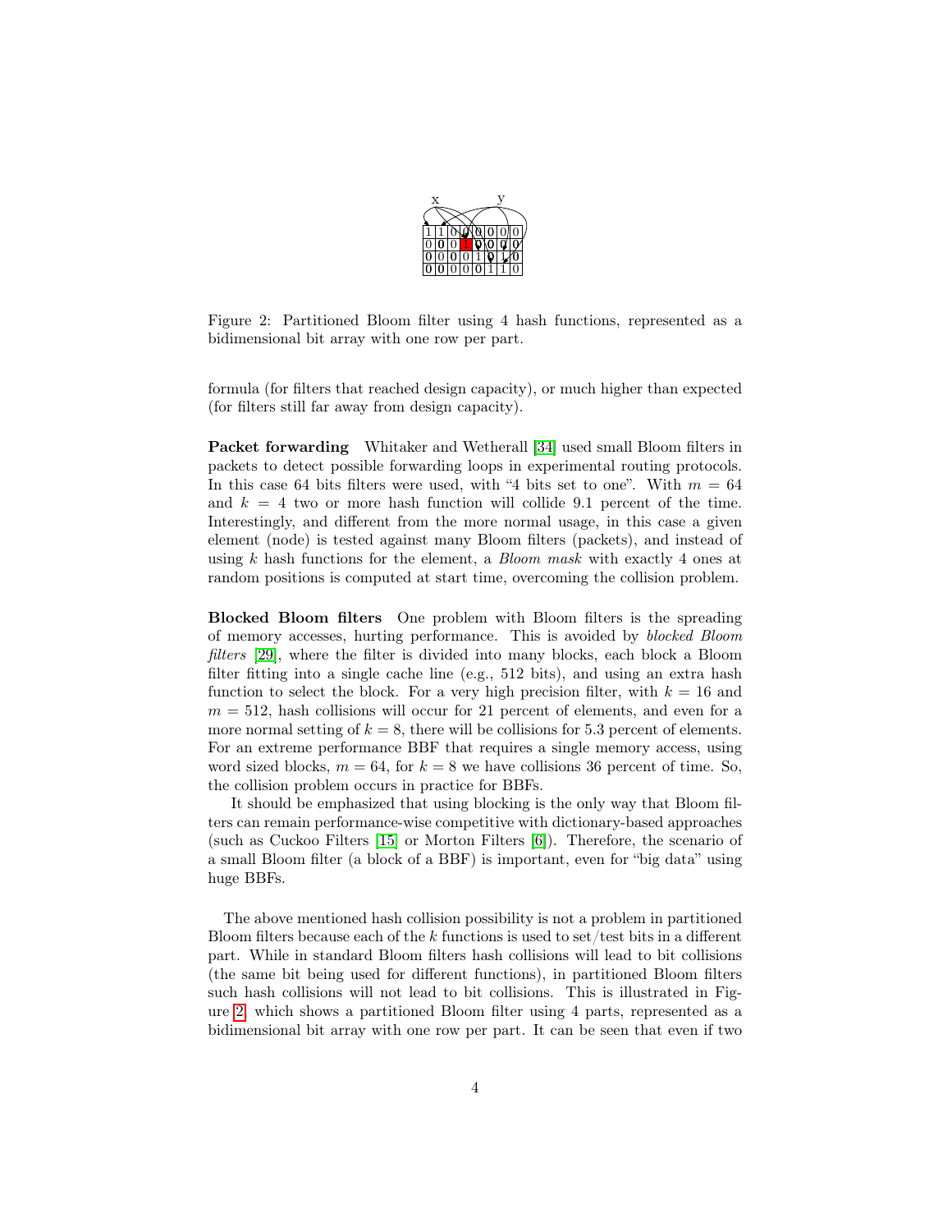Figure 2: Partitioned Bloom filter using 4 hash functions, represented as a bidimensional bit array with one row per part.

formula (for filters that reached design capacity), or much higher than expected (for filters still far away from design capacity).

**Packet forwarding** Whitaker and Wetherall [34] used small Bloom filters in packets to detect possible forwarding loops in experimental routing protocols. In this case 64 bits filters were used, with "4 bits set to one". With $m = 64$ and $k = 4$ two or more hash function will collide 9.1 percent of the time. Interestingly, and different from the more normal usage, in this case a given element (node) is tested against many Bloom filters (packets), and instead of using $k$ hash functions for the element, a *Bloom mask* with exactly 4 ones at random positions is computed at start time, overcoming the collision problem.

**Blocked Bloom filters** One problem with Bloom filters is the spreading of memory accesses, hurting performance. This is avoided by *blocked Bloom filters* [29], where the filter is divided into many blocks, each block a Bloom filter fitting into a single cache line (e.g., 512 bits), and using an extra hash function to select the block. For a very high precision filter, with $k = 16$ and $m = 512$, hash collisions will occur for 21 percent of elements, and even for a more normal setting of $k = 8$, there will be collisions for 5.3 percent of elements. For an extreme performance BBF that requires a single memory access, using word sized blocks, $m = 64$, for $k = 8$ we have collisions 36 percent of time. So, the collision problem occurs in practice for BBFs.

It should be emphasized that using blocking is the only way that Bloom filters can remain performance-wise competitive with dictionary-based approaches (such as Cuckoo Filters [15] or Morton Filters [6]). Therefore, the scenario of a small Bloom filter (a block of a BBF) is important, even for "big data" using huge BBFs.

The above mentioned hash collision possibility is not a problem in partitioned Bloom filters because each of the $k$ functions is used to set/test bits in a different part. While in standard Bloom filters hash collisions will lead to bit collisions (the same bit being used for different functions), in partitioned Bloom filters such hash collisions will not lead to bit collisions. This is illustrated in Figure 2, which shows a partitioned Bloom filter using 4 parts, represented as a bidimensional bit array with one row per part. It can be seen that even if two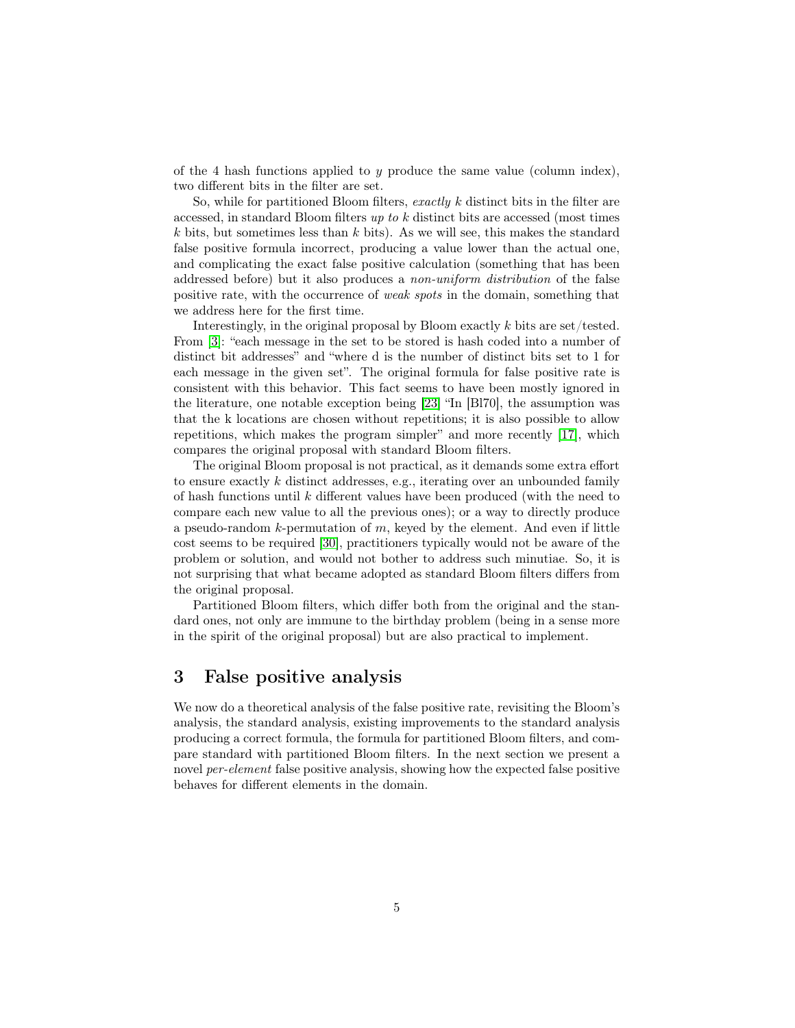of the 4 hash functions applied to $y$ produce the same value (column index), two different bits in the filter are set.

So, while for partitioned Bloom filters, *exactly* $k$ distinct bits in the filter are accessed, in standard Bloom filters *up to* $k$ distinct bits are accessed (most times $k$ bits, but sometimes less than $k$ bits). As we will see, this makes the standard false positive formula incorrect, producing a value lower than the actual one, and complicating the exact false positive calculation (something that has been addressed before) but it also produces a *non-uniform distribution* of the false positive rate, with the occurrence of *weak spots* in the domain, something that we address here for the first time.

Interestingly, in the original proposal by Bloom exactly $k$ bits are set/tested. From [3]: "each message in the set to be stored is hash coded into a number of distinct bit addresses" and "where d is the number of distinct bits set to 1 for each message in the given set". The original formula for false positive rate is consistent with this behavior. This fact seems to have been mostly ignored in the literature, one notable exception being [23] "In [Bl70], the assumption was that the k locations are chosen without repetitions; it is also possible to allow repetitions, which makes the program simpler" and more recently [17], which compares the original proposal with standard Bloom filters.

The original Bloom proposal is not practical, as it demands some extra effort to ensure exactly $k$ distinct addresses, e.g., iterating over an unbounded family of hash functions until $k$ different values have been produced (with the need to compare each new value to all the previous ones); or a way to directly produce a pseudo-random $k$-permutation of $m$, keyed by the element. And even if little cost seems to be required [30], practitioners typically would not be aware of the problem or solution, and would not bother to address such minutiae. So, it is not surprising that what became adopted as standard Bloom filters differs from the original proposal.

Partitioned Bloom filters, which differ both from the original and the standard ones, not only are immune to the birthday problem (being in a sense more in the spirit of the original proposal) but are also practical to implement.

## 3 False positive analysis

We now do a theoretical analysis of the false positive rate, revisiting the Bloom's analysis, the standard analysis, existing improvements to the standard analysis producing a correct formula, the formula for partitioned Bloom filters, and compare standard with partitioned Bloom filters. In the next section we present a novel *per-element* false positive analysis, showing how the expected false positive behaves for different elements in the domain.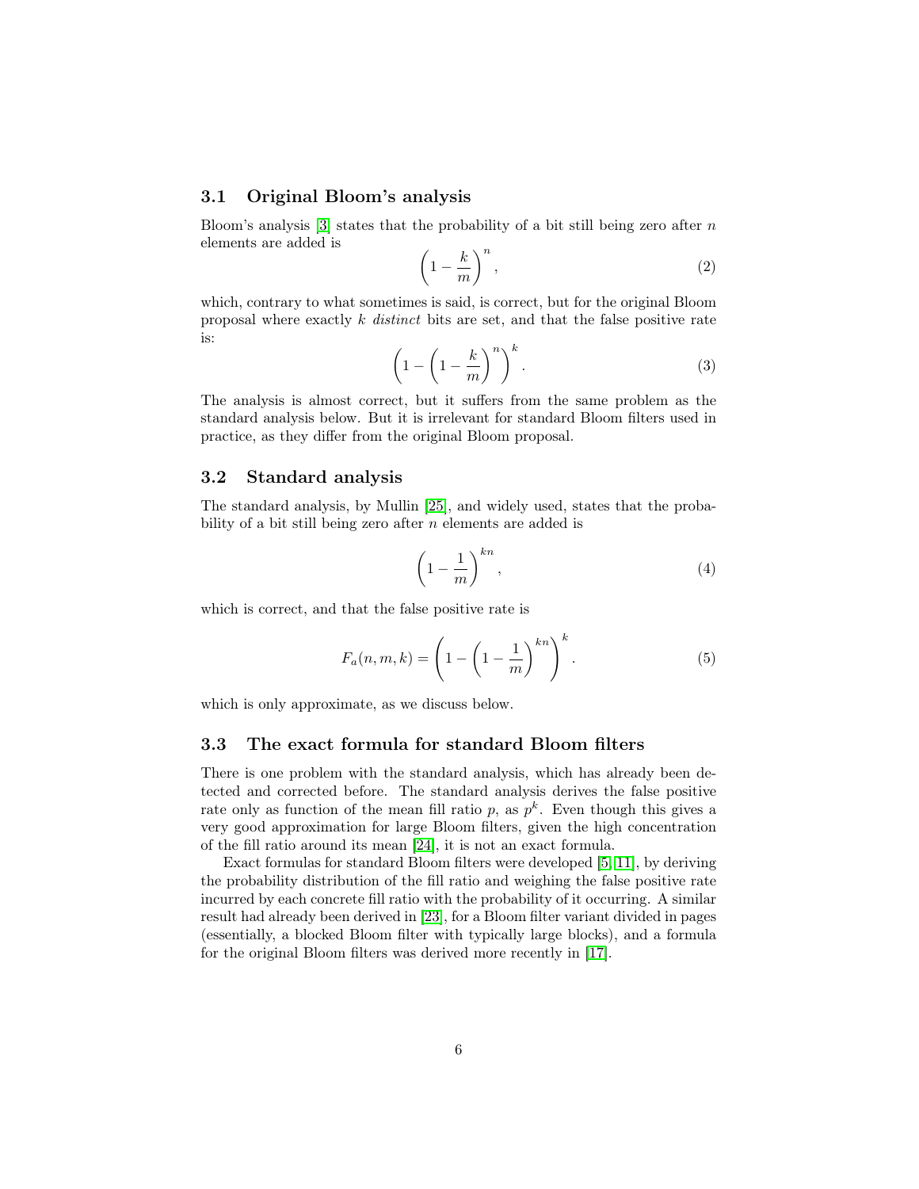### 3.1 Original Bloom's analysis

Bloom's analysis [3] states that the probability of a bit still being zero after $n$ elements are added is

$$\left(1 - \frac{k}{m}\right)^n, \tag{2}$$

which, contrary to what sometimes is said, is correct, but for the original Bloom proposal where exactly $k$ *distinct* bits are set, and that the false positive rate is:

$$\left(1 - \left(1 - \frac{k}{m}\right)^n\right)^k. \tag{3}$$

The analysis is almost correct, but it suffers from the same problem as the standard analysis below. But it is irrelevant for standard Bloom filters used in practice, as they differ from the original Bloom proposal.

### 3.2 Standard analysis

The standard analysis, by Mullin [25], and widely used, states that the probability of a bit still being zero after $n$ elements are added is

$$\left(1 - \frac{1}{m}\right)^{kn}, \tag{4}$$

which is correct, and that the false positive rate is

$$F_a(n, m, k) = \left(1 - \left(1 - \frac{1}{m}\right)^{kn}\right)^k. \tag{5}$$

which is only approximate, as we discuss below.

### 3.3 The exact formula for standard Bloom filters

There is one problem with the standard analysis, which has already been detected and corrected before. The standard analysis derives the false positive rate only as function of the mean fill ratio $p$, as $p^k$. Even though this gives a very good approximation for large Bloom filters, given the high concentration of the fill ratio around its mean [24], it is not an exact formula.

Exact formulas for standard Bloom filters were developed [5, 11], by deriving the probability distribution of the fill ratio and weighing the false positive rate incurred by each concrete fill ratio with the probability of it occurring. A similar result had already been derived in [23], for a Bloom filter variant divided in pages (essentially, a blocked Bloom filter with typically large blocks), and a formula for the original Bloom filters was derived more recently in [17].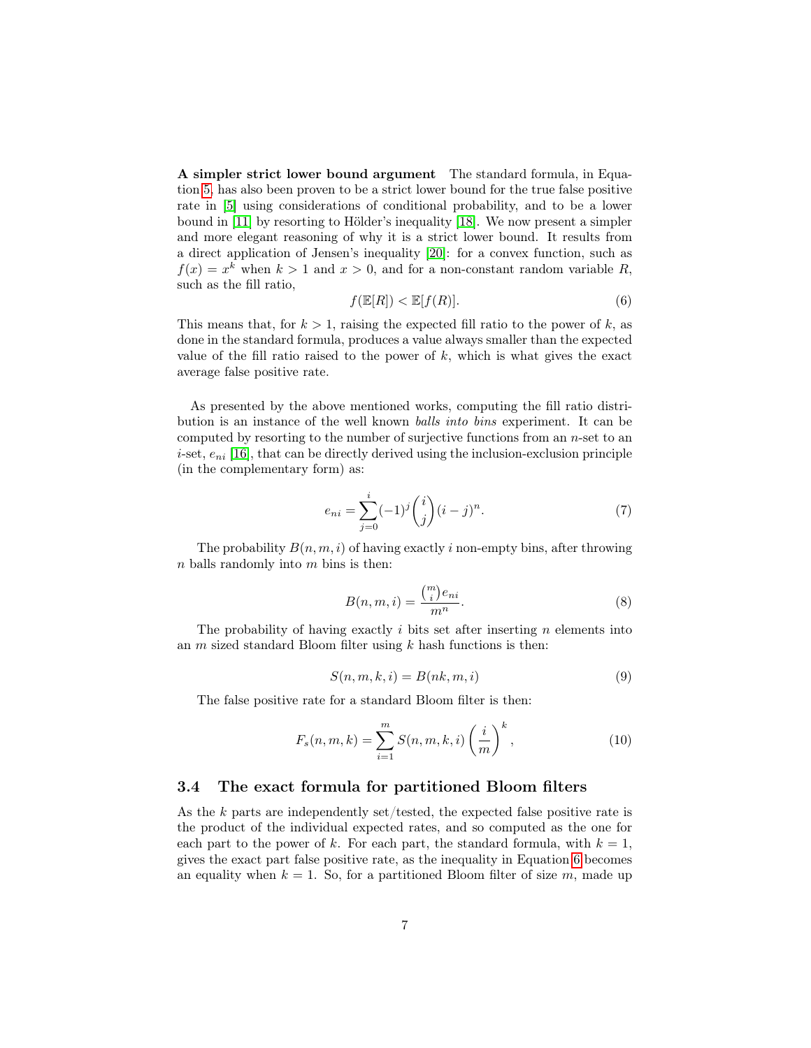**A simpler strict lower bound argument** The standard formula, in Equation 5, has also been proven to be a strict lower bound for the true false positive rate in [5] using considerations of conditional probability, and to be a lower bound in [11] by resorting to Hölder's inequality [18]. We now present a simpler and more elegant reasoning of why it is a strict lower bound. It results from a direct application of Jensen's inequality [20]: for a convex function, such as $f(x) = x^k$ when $k > 1$ and $x > 0$, and for a non-constant random variable $R$, such as the fill ratio,

$$f(\mathbb{E}[R]) < \mathbb{E}[f(R)]. \tag{6}$$

This means that, for $k > 1$, raising the expected fill ratio to the power of $k$, as done in the standard formula, produces a value always smaller than the expected value of the fill ratio raised to the power of $k$, which is what gives the exact average false positive rate.

As presented by the above mentioned works, computing the fill ratio distribution is an instance of the well known *balls into bins* experiment. It can be computed by resorting to the number of surjective functions from an $n$-set to an $i$-set, $e_{ni}$ [16], that can be directly derived using the inclusion-exclusion principle (in the complementary form) as:

$$e_{ni} = \sum_{j=0}^{i} (-1)^j \binom{i}{j} (i-j)^n. \tag{7}$$

The probability $B(n, m, i)$ of having exactly $i$ non-empty bins, after throwing $n$ balls randomly into $m$ bins is then:

$$B(n, m, i) = \frac{\binom{m}{i} e_{ni}}{m^n}. \tag{8}$$

The probability of having exactly $i$ bits set after inserting $n$ elements into an $m$ sized standard Bloom filter using $k$ hash functions is then:

$$S(n, m, k, i) = B(nk, m, i) \tag{9}$$

The false positive rate for a standard Bloom filter is then:

$$F_s(n, m, k) = \sum_{i=1}^{m} S(n, m, k, i) \left(\frac{i}{m}\right)^k, \tag{10}$$

### 3.4 The exact formula for partitioned Bloom filters

As the $k$ parts are independently set/tested, the expected false positive rate is the product of the individual expected rates, and so computed as the one for each part to the power of $k$. For each part, the standard formula, with $k = 1$, gives the exact part false positive rate, as the inequality in Equation 6 becomes an equality when $k = 1$. So, for a partitioned Bloom filter of size $m$, made up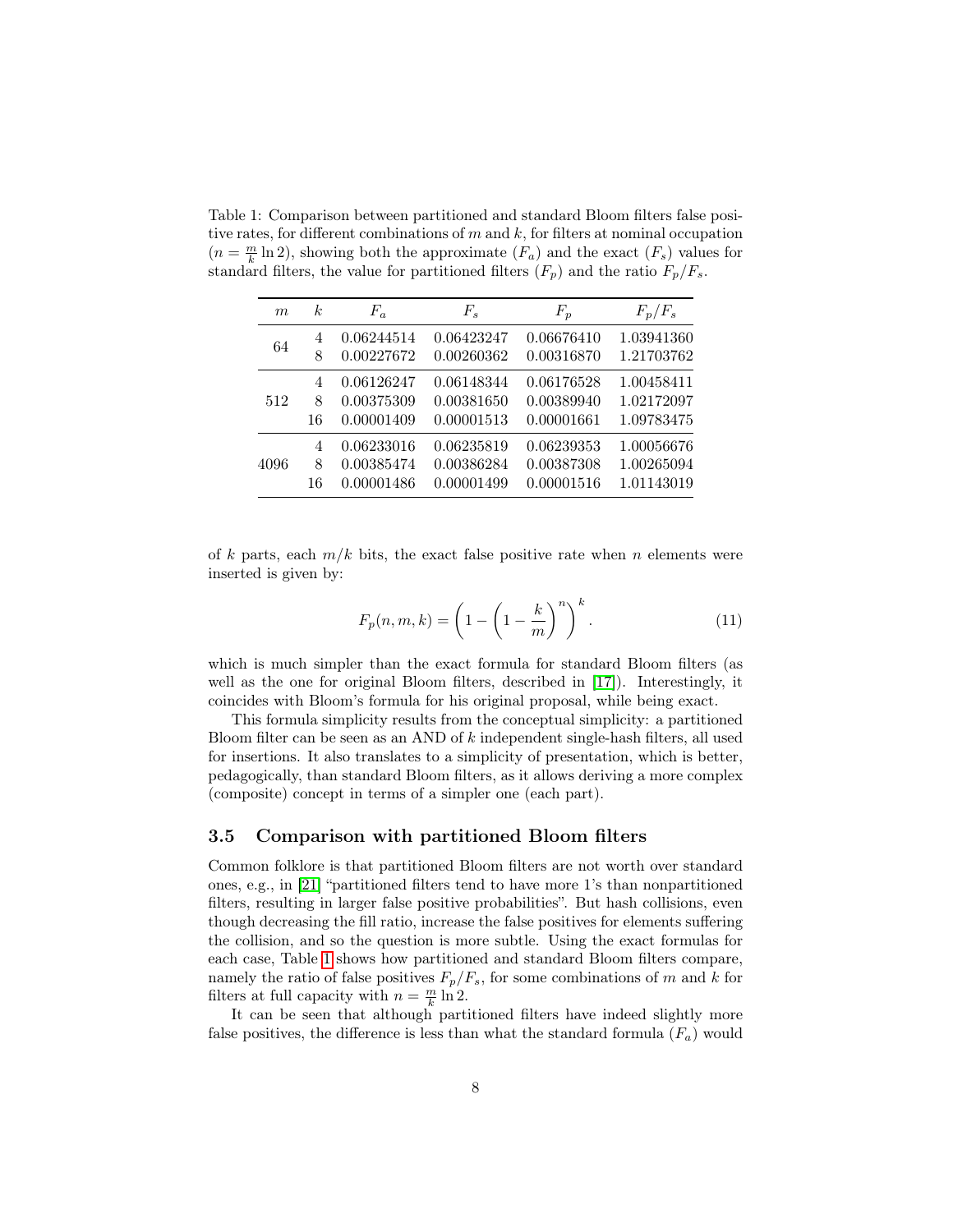Table 1: Comparison between partitioned and standard Bloom filters false positive rates, for different combinations of $m$ and $k$, for filters at nominal occupation ($n = \frac{m}{k} \ln 2$), showing both the approximate ($F_a$) and the exact ($F_s$) values for standard filters, the value for partitioned filters ($F_p$) and the ratio $F_p/F_s$.

| $m$ | $k$ | $F_a$ | $F_s$ | $F_p$ | $F_p/F_s$ |
|---|---|---|---|---|---|
| 64 | 4 | 0.06244514 | 0.06423247 | 0.06676410 | 1.03941360 |
| | 8 | 0.00227672 | 0.00260362 | 0.00316870 | 1.21703762 |
| 512 | 4 | 0.06126247 | 0.06148344 | 0.06176528 | 1.00458411 |
| | 8 | 0.00375309 | 0.00381650 | 0.00389940 | 1.02172097 |
| | 16 | 0.00001409 | 0.00001513 | 0.00001661 | 1.09783475 |
| 4096 | 4 | 0.06233016 | 0.06235819 | 0.06239353 | 1.00056676 |
| | 8 | 0.00385474 | 0.00386284 | 0.00387308 | 1.00265094 |
| | 16 | 0.00001486 | 0.00001499 | 0.00001516 | 1.01143019 |

of $k$ parts, each $m/k$ bits, the exact false positive rate when $n$ elements were inserted is given by:

$$F_p(n, m, k) = \left(1 - \left(1 - \frac{k}{m}\right)^n\right)^k. \tag{11}$$

which is much simpler than the exact formula for standard Bloom filters (as well as the one for original Bloom filters, described in [17]). Interestingly, it coincides with Bloom's formula for his original proposal, while being exact.

This formula simplicity results from the conceptual simplicity: a partitioned Bloom filter can be seen as an AND of $k$ independent single-hash filters, all used for insertions. It also translates to a simplicity of presentation, which is better, pedagogically, than standard Bloom filters, as it allows deriving a more complex (composite) concept in terms of a simpler one (each part).

### 3.5 Comparison with partitioned Bloom filters

Common folklore is that partitioned Bloom filters are not worth over standard ones, e.g., in [21] "partitioned filters tend to have more 1's than nonpartitioned filters, resulting in larger false positive probabilities". But hash collisions, even though decreasing the fill ratio, increase the false positives for elements suffering the collision, and so the question is more subtle. Using the exact formulas for each case, Table 1 shows how partitioned and standard Bloom filters compare, namely the ratio of false positives $F_p/F_s$, for some combinations of $m$ and $k$ for filters at full capacity with $n = \frac{m}{k} \ln 2$.

It can be seen that although partitioned filters have indeed slightly more false positives, the difference is less than what the standard formula ($F_a$) would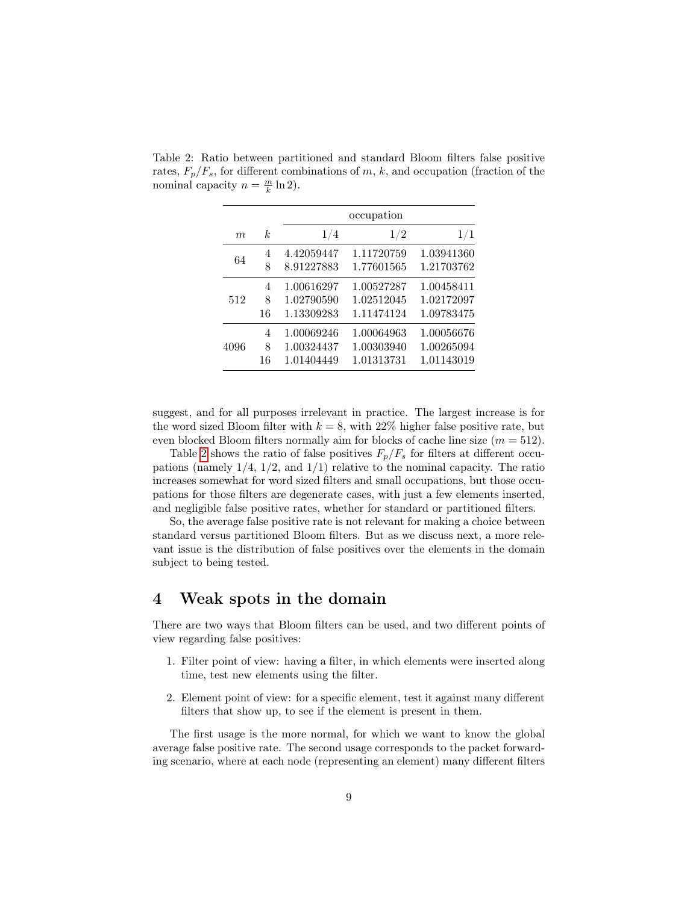Table 2: Ratio between partitioned and standard Bloom filters false positive rates, $F_p/F_s$, for different combinations of $m$, $k$, and occupation (fraction of the nominal capacity $n = \frac{m}{k} \ln 2$).

| | | occupation | | |
|---|---|---|---|---|
| $m$ | $k$ | 1/4 | 1/2 | 1/1 |
| 64 | 4 | 4.42059447 | 1.11720759 | 1.03941360 |
| | 8 | 8.91227883 | 1.77601565 | 1.21703762 |
| 512 | 4 | 1.00616297 | 1.00527287 | 1.00458411 |
| | 8 | 1.02790590 | 1.02512045 | 1.02172097 |
| | 16 | 1.13309283 | 1.11474124 | 1.09783475 |
| 4096 | 4 | 1.00069246 | 1.00064963 | 1.00056676 |
| | 8 | 1.00324437 | 1.00303940 | 1.00265094 |
| | 16 | 1.01404449 | 1.01313731 | 1.01143019 |

suggest, and for all purposes irrelevant in practice. The largest increase is for the word sized Bloom filter with $k = 8$, with 22% higher false positive rate, but even blocked Bloom filters normally aim for blocks of cache line size ($m = 512$).

Table 2 shows the ratio of false positives $F_p/F_s$ for filters at different occupations (namely 1/4, 1/2, and 1/1) relative to the nominal capacity. The ratio increases somewhat for word sized filters and small occupations, but those occupations for those filters are degenerate cases, with just a few elements inserted, and negligible false positive rates, whether for standard or partitioned filters.

So, the average false positive rate is not relevant for making a choice between standard versus partitioned Bloom filters. But as we discuss next, a more relevant issue is the distribution of false positives over the elements in the domain subject to being tested.

# 4 Weak spots in the domain

There are two ways that Bloom filters can be used, and two different points of view regarding false positives:

1. Filter point of view: having a filter, in which elements were inserted along time, test new elements using the filter.
2. Element point of view: for a specific element, test it against many different filters that show up, to see if the element is present in them.

The first usage is the more normal, for which we want to know the global average false positive rate. The second usage corresponds to the packet forwarding scenario, where at each node (representing an element) many different filters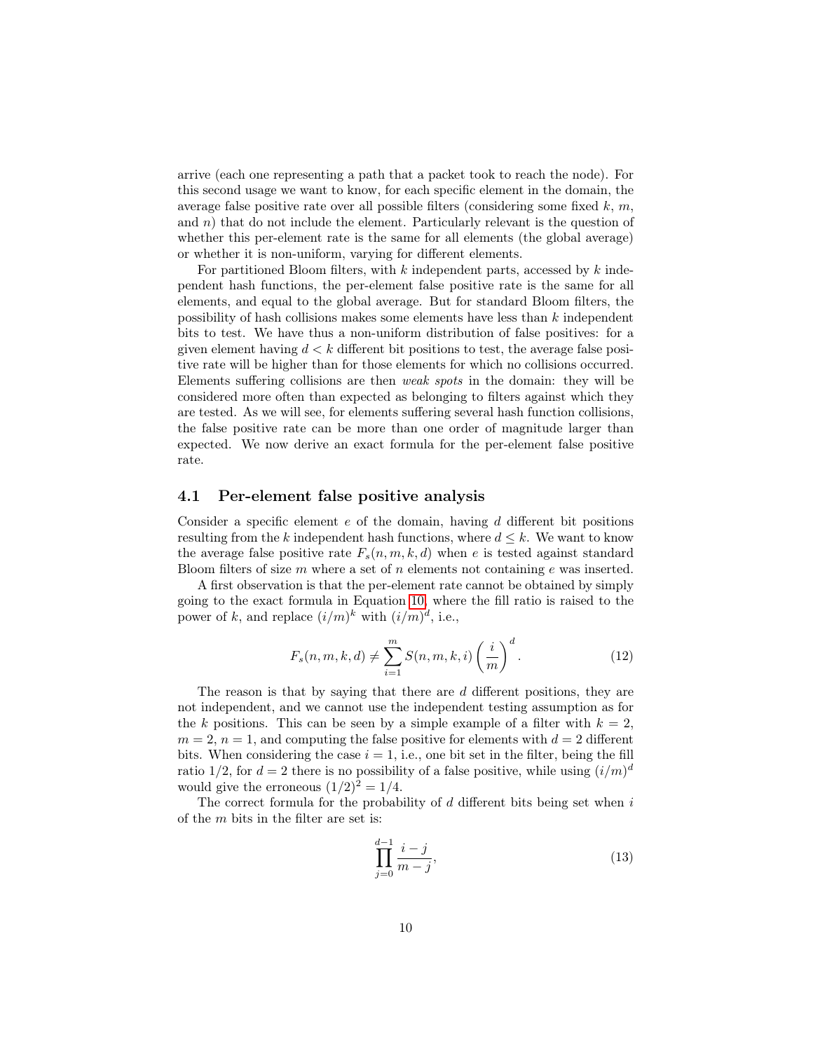arrive (each one representing a path that a packet took to reach the node). For this second usage we want to know, for each specific element in the domain, the average false positive rate over all possible filters (considering some fixed $k$, $m$, and $n$) that do not include the element. Particularly relevant is the question of whether this per-element rate is the same for all elements (the global average) or whether it is non-uniform, varying for different elements.

For partitioned Bloom filters, with $k$ independent parts, accessed by $k$ independent hash functions, the per-element false positive rate is the same for all elements, and equal to the global average. But for standard Bloom filters, the possibility of hash collisions makes some elements have less than $k$ independent bits to test. We have thus a non-uniform distribution of false positives: for a given element having $d < k$ different bit positions to test, the average false positive rate will be higher than for those elements for which no collisions occurred. Elements suffering collisions are then *weak spots* in the domain: they will be considered more often than expected as belonging to filters against which they are tested. As we will see, for elements suffering several hash function collisions, the false positive rate can be more than one order of magnitude larger than expected. We now derive an exact formula for the per-element false positive rate.

### 4.1 Per-element false positive analysis

Consider a specific element $e$ of the domain, having $d$ different bit positions resulting from the $k$ independent hash functions, where $d \leq k$. We want to know the average false positive rate $F_s(n, m, k, d)$ when $e$ is tested against standard Bloom filters of size $m$ where a set of $n$ elements not containing $e$ was inserted.

A first observation is that the per-element rate cannot be obtained by simply going to the exact formula in Equation 10, where the fill ratio is raised to the power of $k$, and replace $(i/m)^k$ with $(i/m)^d$, i.e.,

$$F_s(n, m, k, d) \neq \sum_{i=1}^{m} S(n, m, k, i) \left(\frac{i}{m}\right)^d. \tag{12}$$

The reason is that by saying that there are $d$ different positions, they are not independent, and we cannot use the independent testing assumption as for the $k$ positions. This can be seen by a simple example of a filter with $k = 2$, $m = 2$, $n = 1$, and computing the false positive for elements with $d = 2$ different bits. When considering the case $i = 1$, i.e., one bit set in the filter, being the fill ratio $1/2$, for $d = 2$ there is no possibility of a false positive, while using $(i/m)^d$ would give the erroneous $(1/2)^2 = 1/4$.

The correct formula for the probability of $d$ different bits being set when $i$ of the $m$ bits in the filter are set is:

$$\prod_{j=0}^{d-1} \frac{i-j}{m-j}, \tag{13}$$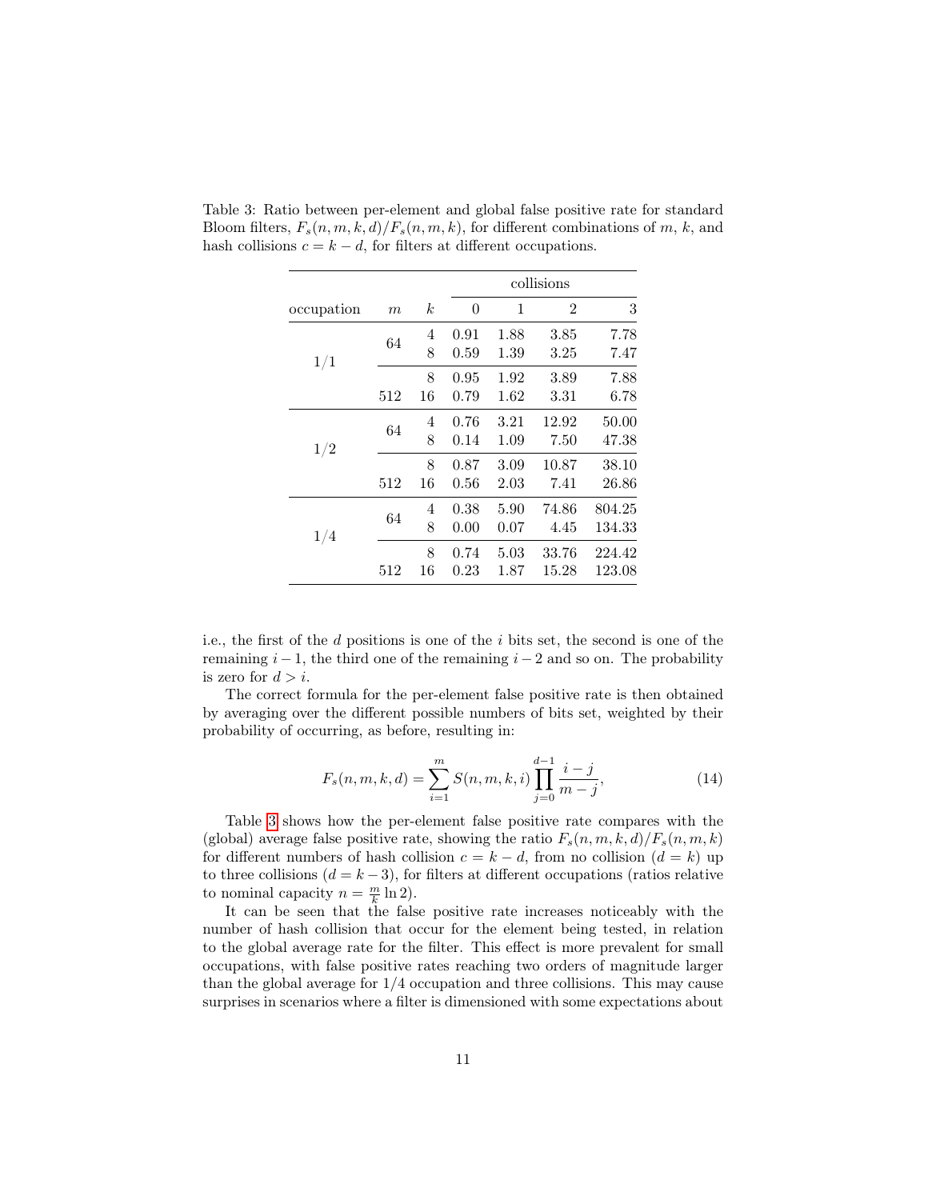Table 3: Ratio between per-element and global false positive rate for standard Bloom filters, $F_s(n, m, k, d)/F_s(n, m, k)$, for different combinations of $m$, $k$, and hash collisions $c = k - d$, for filters at different occupations.

| | | | collisions | | | |
|---|---|---|---|---|---|---|
| occupation | $m$ | $k$ | 0 | 1 | 2 | 3 |
| 1/1 | 64 | 4 | 0.91 | 1.88 | 3.85 | 7.78 |
| | | 8 | 0.59 | 1.39 | 3.25 | 7.47 |
| | 512 | 8 | 0.95 | 1.92 | 3.89 | 7.88 |
| | | 16 | 0.79 | 1.62 | 3.31 | 6.78 |
| 1/2 | 64 | 4 | 0.76 | 3.21 | 12.92 | 50.00 |
| | | 8 | 0.14 | 1.09 | 7.50 | 47.38 |
| | 512 | 8 | 0.87 | 3.09 | 10.87 | 38.10 |
| | | 16 | 0.56 | 2.03 | 7.41 | 26.86 |
| 1/4 | 64 | 4 | 0.38 | 5.90 | 74.86 | 804.25 |
| | | 8 | 0.00 | 0.07 | 4.45 | 134.33 |
| | 512 | 8 | 0.74 | 5.03 | 33.76 | 224.42 |
| | | 16 | 0.23 | 1.87 | 15.28 | 123.08 |

i.e., the first of the $d$ positions is one of the $i$ bits set, the second is one of the remaining $i - 1$, the third one of the remaining $i - 2$ and so on. The probability is zero for $d > i$.

The correct formula for the per-element false positive rate is then obtained by averaging over the different possible numbers of bits set, weighted by their probability of occurring, as before, resulting in:

$$F_s(n, m, k, d) = \sum_{i=1}^{m} S(n, m, k, i) \prod_{j=0}^{d-1} \frac{i - j}{m - j}, \tag{14}$$

Table 3 shows how the per-element false positive rate compares with the (global) average false positive rate, showing the ratio $F_s(n, m, k, d)/F_s(n, m, k)$ for different numbers of hash collision $c = k - d$, from no collision ($d = k$) up to three collisions ($d = k - 3$), for filters at different occupations (ratios relative to nominal capacity $n = \frac{m}{k} \ln 2$).

It can be seen that the false positive rate increases noticeably with the number of hash collision that occur for the element being tested, in relation to the global average rate for the filter. This effect is more prevalent for small occupations, with false positive rates reaching two orders of magnitude larger than the global average for 1/4 occupation and three collisions. This may cause surprises in scenarios where a filter is dimensioned with some expectations about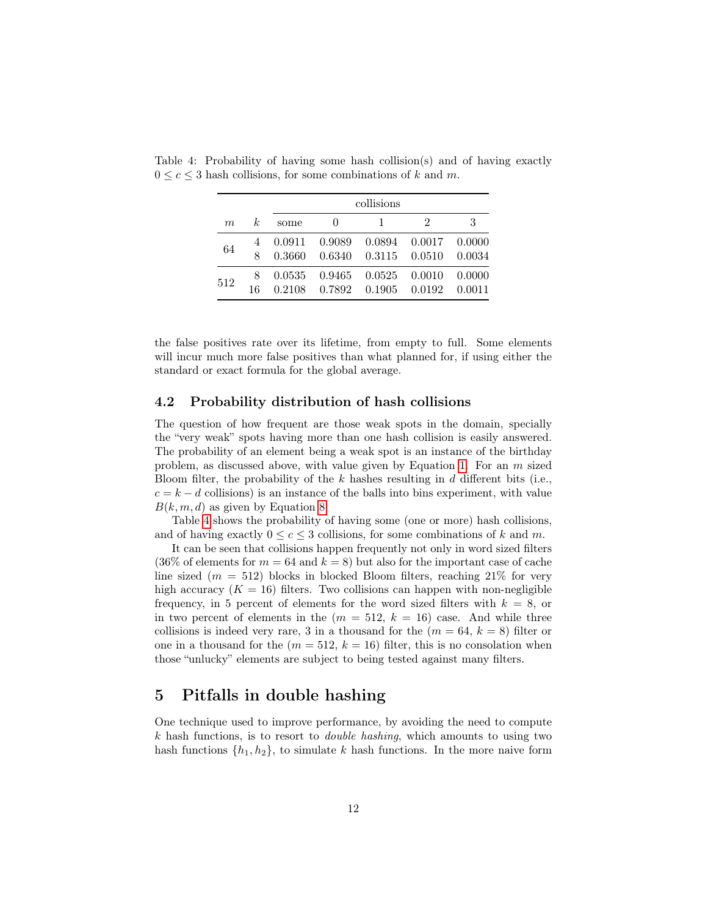Table 4: Probability of having some hash collision(s) and of having exactly $0 \leq c \leq 3$ hash collisions, for some combinations of $k$ and $m$.

| | | collisions | | | | |
|---|---|---|---|---|---|---|
| $m$ | $k$ | some | 0 | 1 | 2 | 3 |
| 64 | 4 | 0.0911 | 0.9089 | 0.0894 | 0.0017 | 0.0000 |
| | 8 | 0.3660 | 0.6340 | 0.3115 | 0.0510 | 0.0034 |
| 512 | 8 | 0.0535 | 0.9465 | 0.0525 | 0.0010 | 0.0000 |
| | 16 | 0.2108 | 0.7892 | 0.1905 | 0.0192 | 0.0011 |

the false positives rate over its lifetime, from empty to full. Some elements will incur much more false positives than what planned for, if using either the standard or exact formula for the global average.

### 4.2 Probability distribution of hash collisions

The question of how frequent are those weak spots in the domain, specially the "very weak" spots having more than one hash collision is easily answered. The probability of an element being a weak spot is an instance of the birthday problem, as discussed above, with value given by Equation 1. For an $m$ sized Bloom filter, the probability of the $k$ hashes resulting in $d$ different bits (i.e., $c = k - d$ collisions) is an instance of the balls into bins experiment, with value $B(k, m, d)$ as given by Equation 8.

Table 4 shows the probability of having some (one or more) hash collisions, and of having exactly $0 \leq c \leq 3$ collisions, for some combinations of $k$ and $m$.

It can be seen that collisions happen frequently not only in word sized filters (36% of elements for $m = 64$ and $k = 8$) but also for the important case of cache line sized ($m = 512$) blocks in blocked Bloom filters, reaching 21% for very high accuracy ($K = 16$) filters. Two collisions can happen with non-negligible frequency, in 5 percent of elements for the word sized filters with $k = 8$, or in two percent of elements in the ($m = 512$, $k = 16$) case. And while three collisions is indeed very rare, 3 in a thousand for the ($m = 64$, $k = 8$) filter or one in a thousand for the ($m = 512$, $k = 16$) filter, this is no consolation when those "unlucky" elements are subject to being tested against many filters.

## 5 Pitfalls in double hashing

One technique used to improve performance, by avoiding the need to compute $k$ hash functions, is to resort to *double hashing*, which amounts to using two hash functions $\{h_1, h_2\}$, to simulate $k$ hash functions. In the more naive form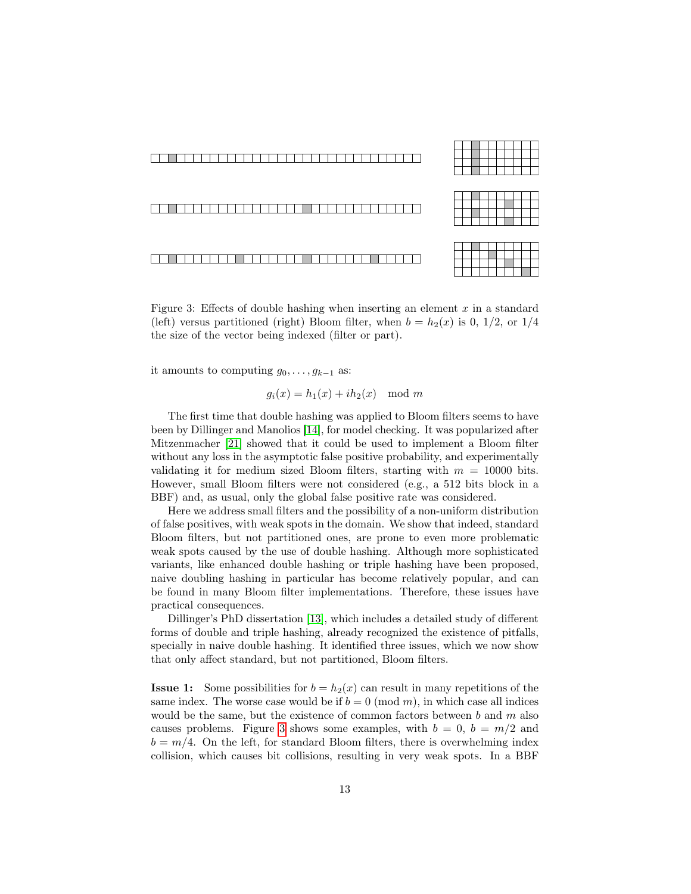Figure 3: Effects of double hashing when inserting an element $x$ in a standard (left) versus partitioned (right) Bloom filter, when $b = h_2(x)$ is 0, 1/2, or 1/4 the size of the vector being indexed (filter or part).

it amounts to computing $g_0, \ldots, g_{k-1}$ as:

$$g_i(x) = h_1(x) + ih_2(x) \mod m$$

The first time that double hashing was applied to Bloom filters seems to have been by Dillinger and Manolios [14], for model checking. It was popularized after Mitzenmacher [21] showed that it could be used to implement a Bloom filter without any loss in the asymptotic false positive probability, and experimentally validating it for medium sized Bloom filters, starting with $m = 10000$ bits. However, small Bloom filters were not considered (e.g., a 512 bits block in a BBF) and, as usual, only the global false positive rate was considered.

Here we address small filters and the possibility of a non-uniform distribution of false positives, with weak spots in the domain. We show that indeed, standard Bloom filters, but not partitioned ones, are prone to even more problematic weak spots caused by the use of double hashing. Although more sophisticated variants, like enhanced double hashing or triple hashing have been proposed, naive doubling hashing in particular has become relatively popular, and can be found in many Bloom filter implementations. Therefore, these issues have practical consequences.

Dillinger's PhD dissertation [13], which includes a detailed study of different forms of double and triple hashing, already recognized the existence of pitfalls, specially in naive double hashing. It identified three issues, which we now show that only affect standard, but not partitioned, Bloom filters.

**Issue 1:** Some possibilities for $b = h_2(x)$ can result in many repetitions of the same index. The worse case would be if $b = 0 \pmod m$, in which case all indices would be the same, but the existence of common factors between $b$ and $m$ also causes problems. Figure 3 shows some examples, with $b = 0$, $b = m/2$ and $b = m/4$. On the left, for standard Bloom filters, there is overwhelming index collision, which causes bit collisions, resulting in very weak spots. In a BBF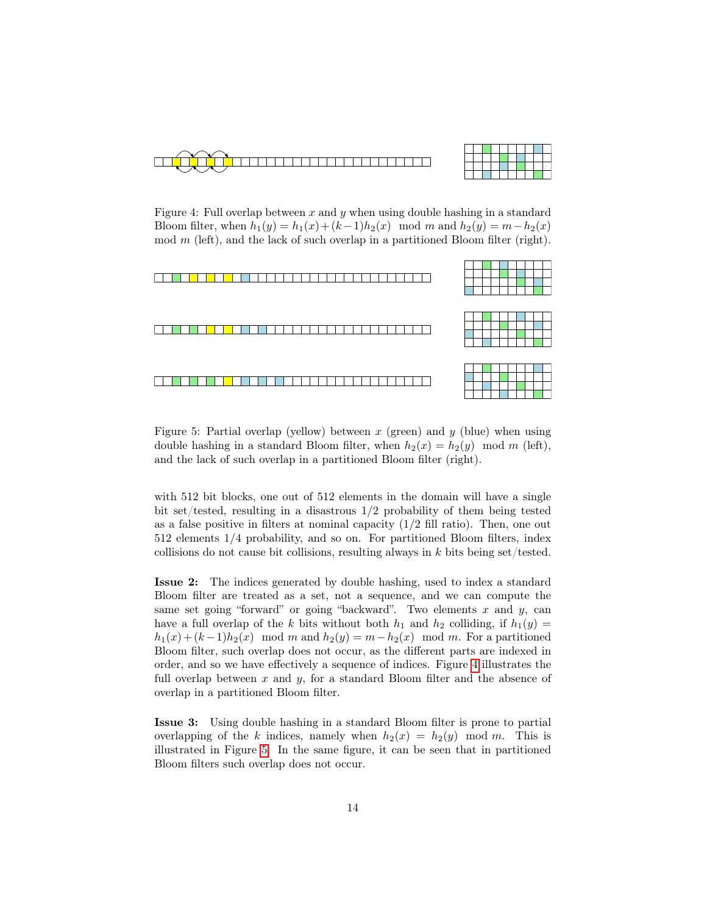Figure 4: Full overlap between $x$ and $y$ when using double hashing in a standard Bloom filter, when $h_1(y) = h_1(x) + (k-1)h_2(x) \mod m$ and $h_2(y) = m - h_2(x) \mod m$ (left), and the lack of such overlap in a partitioned Bloom filter (right).

Figure 5: Partial overlap (yellow) between $x$ (green) and $y$ (blue) when using double hashing in a standard Bloom filter, when $h_2(x) = h_2(y) \mod m$ (left), and the lack of such overlap in a partitioned Bloom filter (right).

with 512 bit blocks, one out of 512 elements in the domain will have a single bit set/tested, resulting in a disastrous 1/2 probability of them being tested as a false positive in filters at nominal capacity (1/2 fill ratio). Then, one out 512 elements 1/4 probability, and so on. For partitioned Bloom filters, index collisions do not cause bit collisions, resulting always in $k$ bits being set/tested.

**Issue 2:** The indices generated by double hashing, used to index a standard Bloom filter are treated as a set, not a sequence, and we can compute the same set going "forward" or going "backward". Two elements $x$ and $y$, can have a full overlap of the $k$ bits without both $h_1$ and $h_2$ colliding, if $h_1(y) = h_1(x) + (k-1)h_2(x) \mod m$ and $h_2(y) = m - h_2(x) \mod m$. For a partitioned Bloom filter, such overlap does not occur, as the different parts are indexed in order, and so we have effectively a sequence of indices. Figure 4 illustrates the full overlap between $x$ and $y$, for a standard Bloom filter and the absence of overlap in a partitioned Bloom filter.

**Issue 3:** Using double hashing in a standard Bloom filter is prone to partial overlapping of the $k$ indices, namely when $h_2(x) = h_2(y) \mod m$. This is illustrated in Figure 5. In the same figure, it can be seen that in partitioned Bloom filters such overlap does not occur.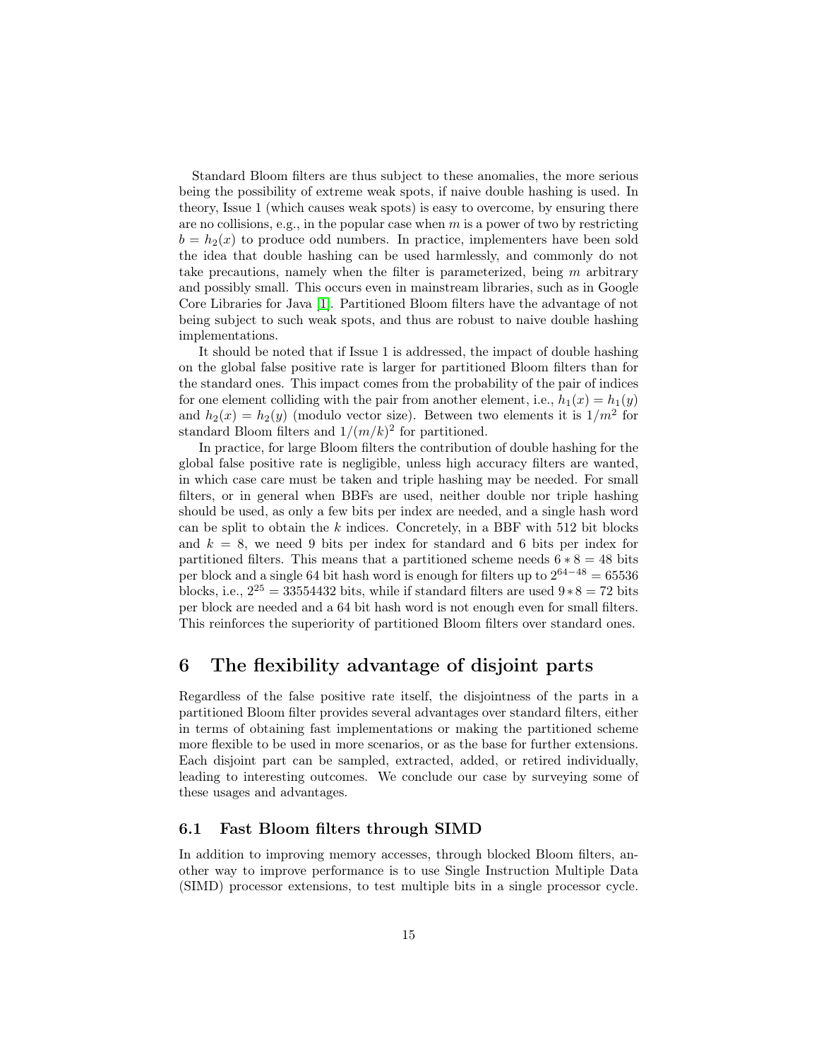Standard Bloom filters are thus subject to these anomalies, the more serious being the possibility of extreme weak spots, if naive double hashing is used. In theory, Issue 1 (which causes weak spots) is easy to overcome, by ensuring there are no collisions, e.g., in the popular case when $m$ is a power of two by restricting $b = h_2(x)$ to produce odd numbers. In practice, implementers have been sold the idea that double hashing can be used harmlessly, and commonly do not take precautions, namely when the filter is parameterized, being $m$ arbitrary and possibly small. This occurs even in mainstream libraries, such as in Google Core Libraries for Java [1]. Partitioned Bloom filters have the advantage of not being subject to such weak spots, and thus are robust to naive double hashing implementations.

It should be noted that if Issue 1 is addressed, the impact of double hashing on the global false positive rate is larger for partitioned Bloom filters than for the standard ones. This impact comes from the probability of the pair of indices for one element colliding with the pair from another element, i.e., $h_1(x) = h_1(y)$ and $h_2(x) = h_2(y)$ (modulo vector size). Between two elements it is $1/m^2$ for standard Bloom filters and $1/(m/k)^2$ for partitioned.

In practice, for large Bloom filters the contribution of double hashing for the global false positive rate is negligible, unless high accuracy filters are wanted, in which case care must be taken and triple hashing may be needed. For small filters, or in general when BBFs are used, neither double nor triple hashing should be used, as only a few bits per index are needed, and a single hash word can be split to obtain the $k$ indices. Concretely, in a BBF with 512 bit blocks and $k = 8$, we need 9 bits per index for standard and 6 bits per index for partitioned filters. This means that a partitioned scheme needs $6 * 8 = 48$ bits per block and a single 64 bit hash word is enough for filters up to $2^{64-48} = 65536$ blocks, i.e., $2^{25} = 33554432$ bits, while if standard filters are used $9 * 8 = 72$ bits per block are needed and a 64 bit hash word is not enough even for small filters. This reinforces the superiority of partitioned Bloom filters over standard ones.

# 6 The flexibility advantage of disjoint parts

Regardless of the false positive rate itself, the disjointness of the parts in a partitioned Bloom filter provides several advantages over standard filters, either in terms of obtaining fast implementations or making the partitioned scheme more flexible to be used in more scenarios, or as the base for further extensions. Each disjoint part can be sampled, extracted, added, or retired individually, leading to interesting outcomes. We conclude our case by surveying some of these usages and advantages.

## 6.1 Fast Bloom filters through SIMD

In addition to improving memory accesses, through blocked Bloom filters, another way to improve performance is to use Single Instruction Multiple Data (SIMD) processor extensions, to test multiple bits in a single processor cycle.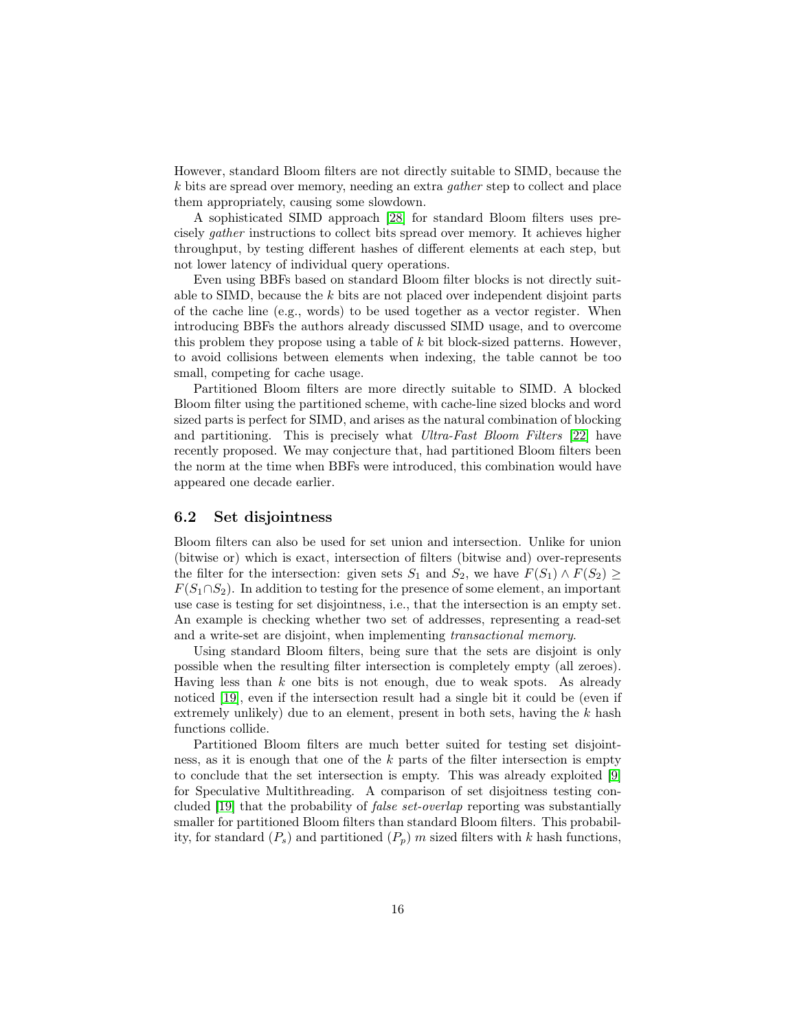However, standard Bloom filters are not directly suitable to SIMD, because the $k$ bits are spread over memory, needing an extra *gather* step to collect and place them appropriately, causing some slowdown.

A sophisticated SIMD approach [28] for standard Bloom filters uses precisely *gather* instructions to collect bits spread over memory. It achieves higher throughput, by testing different hashes of different elements at each step, but not lower latency of individual query operations.

Even using BBFs based on standard Bloom filter blocks is not directly suitable to SIMD, because the $k$ bits are not placed over independent disjoint parts of the cache line (e.g., words) to be used together as a vector register. When introducing BBFs the authors already discussed SIMD usage, and to overcome this problem they propose using a table of $k$ bit block-sized patterns. However, to avoid collisions between elements when indexing, the table cannot be too small, competing for cache usage.

Partitioned Bloom filters are more directly suitable to SIMD. A blocked Bloom filter using the partitioned scheme, with cache-line sized blocks and word sized parts is perfect for SIMD, and arises as the natural combination of blocking and partitioning. This is precisely what *Ultra-Fast Bloom Filters* [22] have recently proposed. We may conjecture that, had partitioned Bloom filters been the norm at the time when BBFs were introduced, this combination would have appeared one decade earlier.

## 6.2 Set disjointness

Bloom filters can also be used for set union and intersection. Unlike for union (bitwise or) which is exact, intersection of filters (bitwise and) over-represents the filter for the intersection: given sets $S_1$ and $S_2$, we have $F(S_1) \wedge F(S_2) \geq F(S_1 \cap S_2)$. In addition to testing for the presence of some element, an important use case is testing for set disjointness, i.e., that the intersection is an empty set. An example is checking whether two set of addresses, representing a read-set and a write-set are disjoint, when implementing *transactional memory*.

Using standard Bloom filters, being sure that the sets are disjoint is only possible when the resulting filter intersection is completely empty (all zeroes). Having less than $k$ one bits is not enough, due to weak spots. As already noticed [19], even if the intersection result had a single bit it could be (even if extremely unlikely) due to an element, present in both sets, having the $k$ hash functions collide.

Partitioned Bloom filters are much better suited for testing set disjointness, as it is enough that one of the $k$ parts of the filter intersection is empty to conclude that the set intersection is empty. This was already exploited [9] for Speculative Multithreading. A comparison of set disjoitness testing concluded [19] that the probability of *false set-overlap* reporting was substantially smaller for partitioned Bloom filters than standard Bloom filters. This probability, for standard ($P_s$) and partitioned ($P_p$) $m$ sized filters with $k$ hash functions,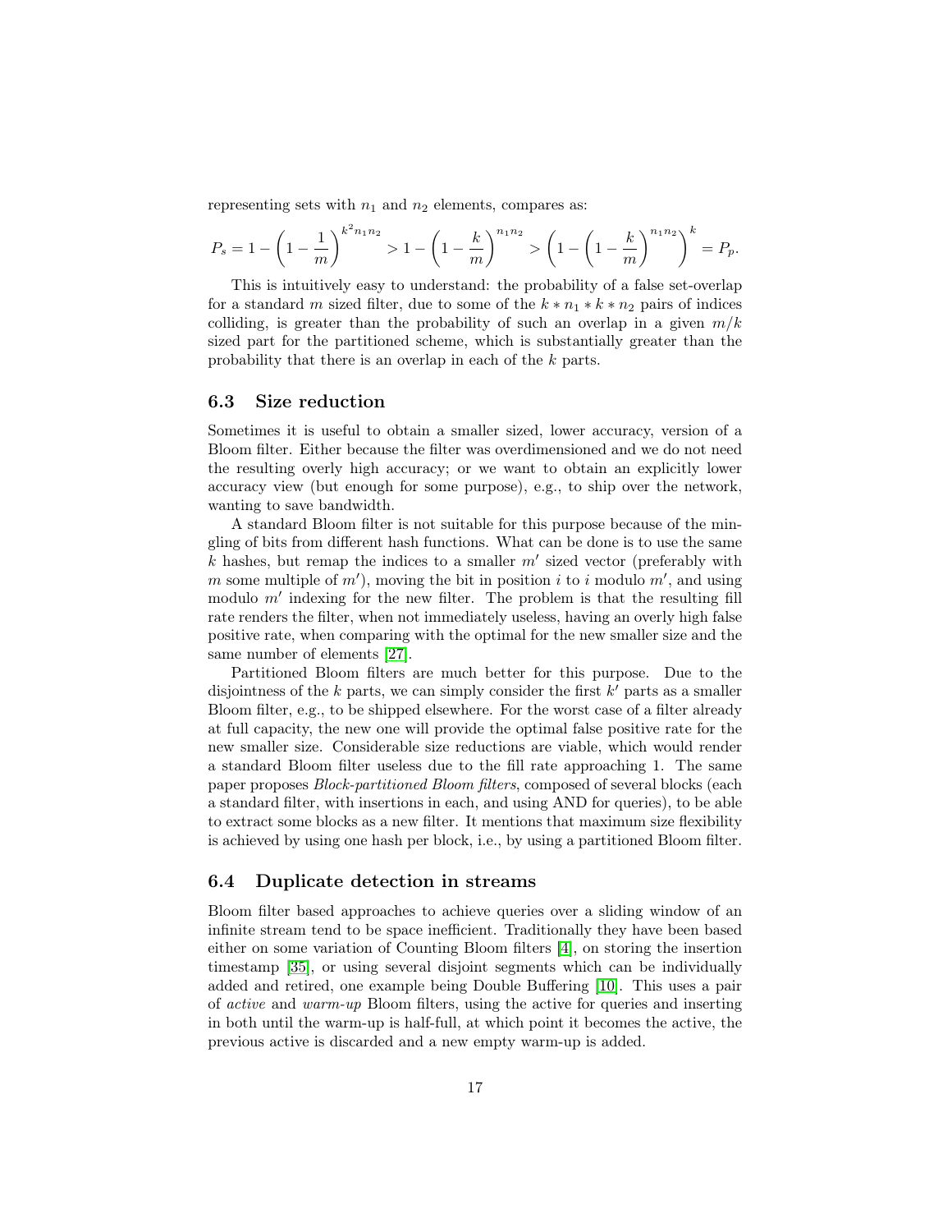representing sets with $n_1$ and $n_2$ elements, compares as:

$$P_s = 1 - \left(1 - \frac{1}{m}\right)^{k^2 n_1 n_2} > 1 - \left(1 - \frac{k}{m}\right)^{n_1 n_2} > \left(1 - \left(1 - \frac{k}{m}\right)^{n_1 n_2}\right)^k = P_p.$$

This is intuitively easy to understand: the probability of a false set-overlap for a standard $m$ sized filter, due to some of the $k * n_1 * k * n_2$ pairs of indices colliding, is greater than the probability of such an overlap in a given $m/k$ sized part for the partitioned scheme, which is substantially greater than the probability that there is an overlap in each of the $k$ parts.

### 6.3 Size reduction

Sometimes it is useful to obtain a smaller sized, lower accuracy, version of a Bloom filter. Either because the filter was overdimensioned and we do not need the resulting overly high accuracy; or we want to obtain an explicitly lower accuracy view (but enough for some purpose), e.g., to ship over the network, wanting to save bandwidth.

A standard Bloom filter is not suitable for this purpose because of the mingling of bits from different hash functions. What can be done is to use the same $k$ hashes, but remap the indices to a smaller $m'$ sized vector (preferably with $m$ some multiple of $m'$), moving the bit in position $i$ to $i$ modulo $m'$, and using modulo $m'$ indexing for the new filter. The problem is that the resulting fill rate renders the filter, when not immediately useless, having an overly high false positive rate, when comparing with the optimal for the new smaller size and the same number of elements [27].

Partitioned Bloom filters are much better for this purpose. Due to the disjointness of the $k$ parts, we can simply consider the first $k'$ parts as a smaller Bloom filter, e.g., to be shipped elsewhere. For the worst case of a filter already at full capacity, the new one will provide the optimal false positive rate for the new smaller size. Considerable size reductions are viable, which would render a standard Bloom filter useless due to the fill rate approaching 1. The same paper proposes *Block-partitioned Bloom filters*, composed of several blocks (each a standard filter, with insertions in each, and using AND for queries), to be able to extract some blocks as a new filter. It mentions that maximum size flexibility is achieved by using one hash per block, i.e., by using a partitioned Bloom filter.

### 6.4 Duplicate detection in streams

Bloom filter based approaches to achieve queries over a sliding window of an infinite stream tend to be space inefficient. Traditionally they have been based either on some variation of Counting Bloom filters [4], on storing the insertion timestamp [35], or using several disjoint segments which can be individually added and retired, one example being Double Buffering [10]. This uses a pair of *active* and *warm-up* Bloom filters, using the active for queries and inserting in both until the warm-up is half-full, at which point it becomes the active, the previous active is discarded and a new empty warm-up is added.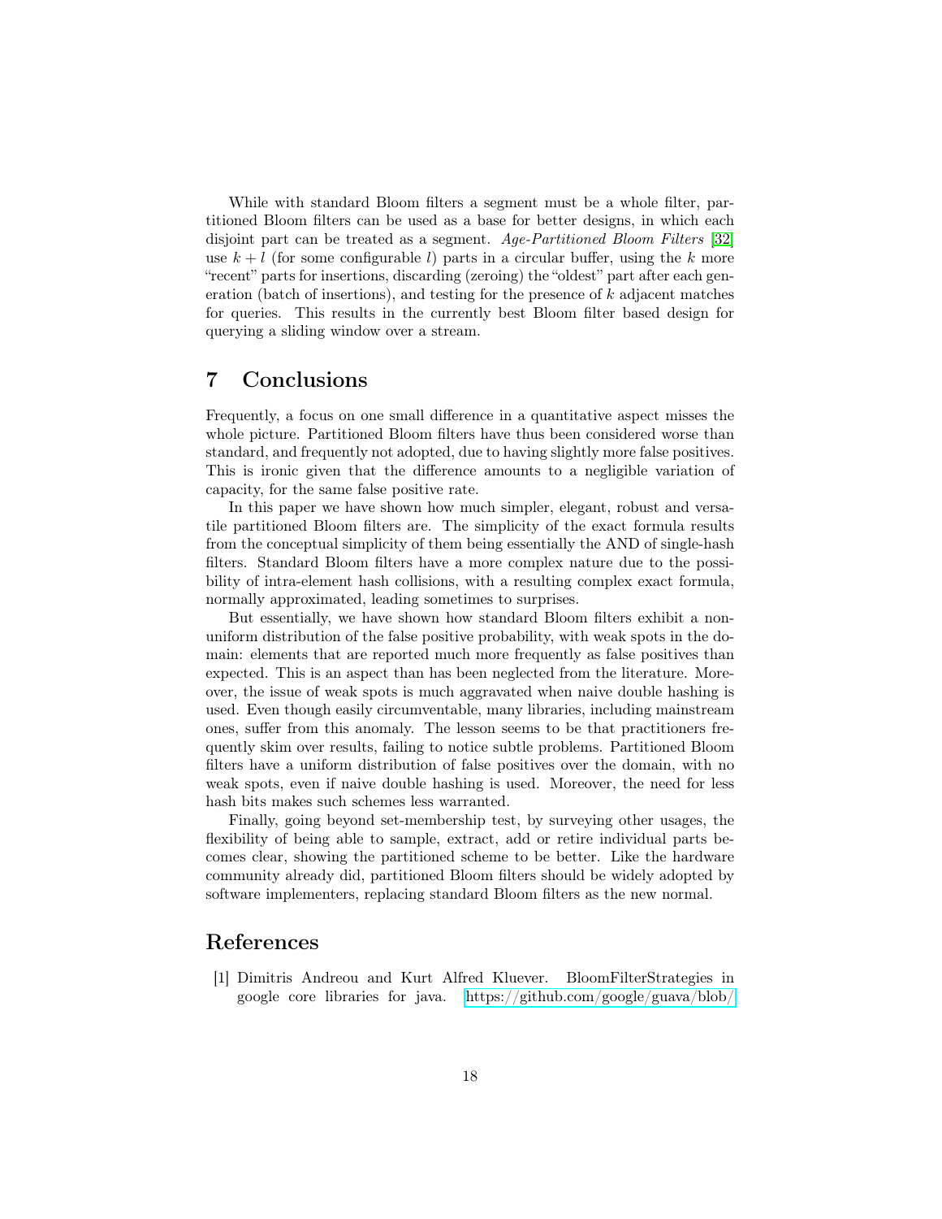While with standard Bloom filters a segment must be a whole filter, partitioned Bloom filters can be used as a base for better designs, in which each disjoint part can be treated as a segment. *Age-Partitioned Bloom Filters* [32] use $k + l$ (for some configurable $l$) parts in a circular buffer, using the $k$ more "recent" parts for insertions, discarding (zeroing) the "oldest" part after each generation (batch of insertions), and testing for the presence of $k$ adjacent matches for queries. This results in the currently best Bloom filter based design for querying a sliding window over a stream.

## 7 Conclusions

Frequently, a focus on one small difference in a quantitative aspect misses the whole picture. Partitioned Bloom filters have thus been considered worse than standard, and frequently not adopted, due to having slightly more false positives. This is ironic given that the difference amounts to a negligible variation of capacity, for the same false positive rate.

In this paper we have shown how much simpler, elegant, robust and versatile partitioned Bloom filters are. The simplicity of the exact formula results from the conceptual simplicity of them being essentially the AND of single-hash filters. Standard Bloom filters have a more complex nature due to the possibility of intra-element hash collisions, with a resulting complex exact formula, normally approximated, leading sometimes to surprises.

But essentially, we have shown how standard Bloom filters exhibit a non-uniform distribution of the false positive probability, with weak spots in the domain: elements that are reported much more frequently as false positives than expected. This is an aspect than has been neglected from the literature. Moreover, the issue of weak spots is much aggravated when naive double hashing is used. Even though easily circumventable, many libraries, including mainstream ones, suffer from this anomaly. The lesson seems to be that practitioners frequently skim over results, failing to notice subtle problems. Partitioned Bloom filters have a uniform distribution of false positives over the domain, with no weak spots, even if naive double hashing is used. Moreover, the need for less hash bits makes such schemes less warranted.

Finally, going beyond set-membership test, by surveying other usages, the flexibility of being able to sample, extract, add or retire individual parts becomes clear, showing the partitioned scheme to be better. Like the hardware community already did, partitioned Bloom filters should be widely adopted by software implementers, replacing standard Bloom filters as the new normal.

## References

[1] Dimitris Andreou and Kurt Alfred Kluever. BloomFilterStrategies in google core libraries for java. https://github.com/google/guava/blob/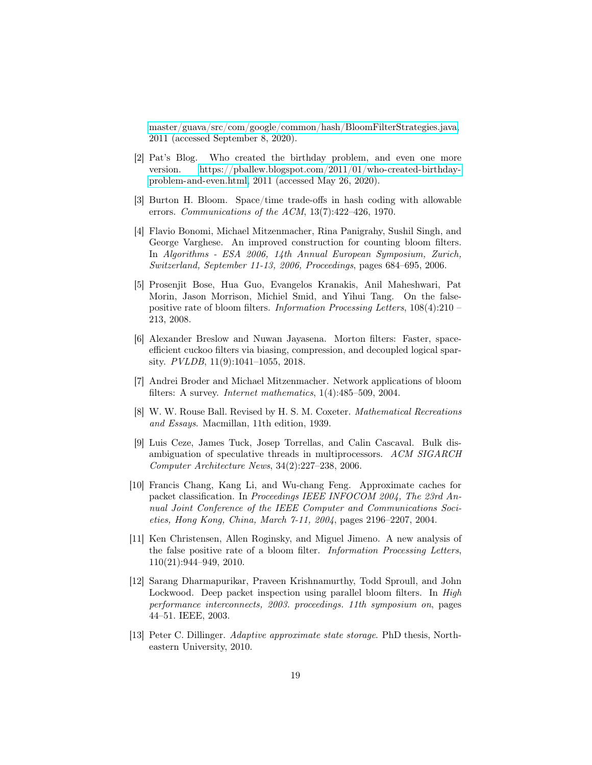master/guava/src/com/google/common/hash/BloomFilterStrategies.java, 2011 (accessed September 8, 2020).

[2] Pat's Blog. Who created the birthday problem, and even one more version. https://pballew.blogspot.com/2011/01/who-created-birthday-problem-and-even.html, 2011 (accessed May 26, 2020).

[3] Burton H. Bloom. Space/time trade-offs in hash coding with allowable errors. *Communications of the ACM*, 13(7):422–426, 1970.

[4] Flavio Bonomi, Michael Mitzenmacher, Rina Panigrahy, Sushil Singh, and George Varghese. An improved construction for counting bloom filters. In *Algorithms - ESA 2006, 14th Annual European Symposium, Zurich, Switzerland, September 11-13, 2006, Proceedings*, pages 684–695, 2006.

[5] Prosenjit Bose, Hua Guo, Evangelos Kranakis, Anil Maheshwari, Pat Morin, Jason Morrison, Michiel Smid, and Yihui Tang. On the false-positive rate of bloom filters. *Information Processing Letters*, 108(4):210 – 213, 2008.

[6] Alexander Breslow and Nuwan Jayasena. Morton filters: Faster, space-efficient cuckoo filters via biasing, compression, and decoupled logical sparsity. *PVLDB*, 11(9):1041–1055, 2018.

[7] Andrei Broder and Michael Mitzenmacher. Network applications of bloom filters: A survey. *Internet mathematics*, 1(4):485–509, 2004.

[8] W. W. Rouse Ball. Revised by H. S. M. Coxeter. *Mathematical Recreations and Essays*. Macmillan, 11th edition, 1939.

[9] Luis Ceze, James Tuck, Josep Torrellas, and Calin Cascaval. Bulk disambiguation of speculative threads in multiprocessors. *ACM SIGARCH Computer Architecture News*, 34(2):227–238, 2006.

[10] Francis Chang, Kang Li, and Wu-chang Feng. Approximate caches for packet classification. In *Proceedings IEEE INFOCOM 2004, The 23rd Annual Joint Conference of the IEEE Computer and Communications Societies, Hong Kong, China, March 7-11, 2004*, pages 2196–2207, 2004.

[11] Ken Christensen, Allen Roginsky, and Miguel Jimeno. A new analysis of the false positive rate of a bloom filter. *Information Processing Letters*, 110(21):944–949, 2010.

[12] Sarang Dharmapurikar, Praveen Krishnamurthy, Todd Sproull, and John Lockwood. Deep packet inspection using parallel bloom filters. In *High performance interconnects, 2003. proceedings. 11th symposium on*, pages 44–51. IEEE, 2003.

[13] Peter C. Dillinger. *Adaptive approximate state storage*. PhD thesis, Northeastern University, 2010.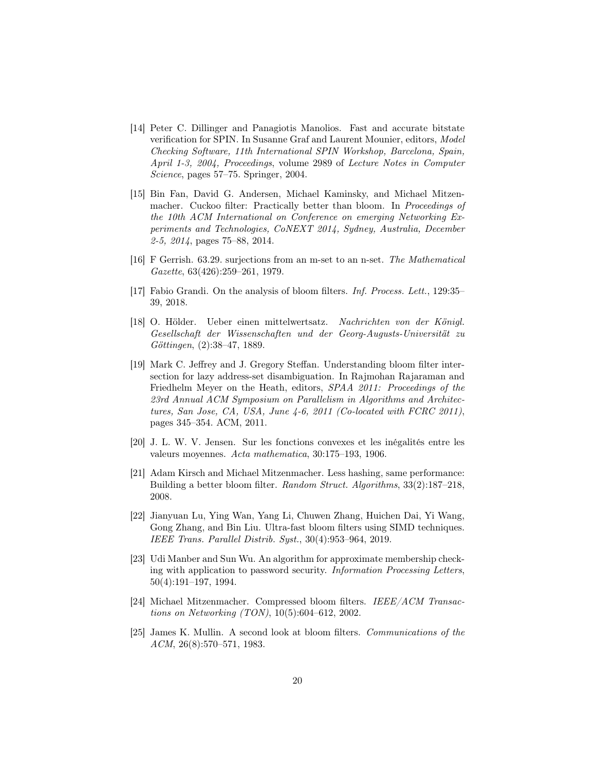[14] Peter C. Dillinger and Panagiotis Manolios. Fast and accurate bitstate verification for SPIN. In Susanne Graf and Laurent Mounier, editors, *Model Checking Software, 11th International SPIN Workshop, Barcelona, Spain, April 1-3, 2004, Proceedings*, volume 2989 of *Lecture Notes in Computer Science*, pages 57–75. Springer, 2004.

[15] Bin Fan, David G. Andersen, Michael Kaminsky, and Michael Mitzenmacher. Cuckoo filter: Practically better than bloom. In *Proceedings of the 10th ACM International on Conference on emerging Networking Experiments and Technologies, CoNEXT 2014, Sydney, Australia, December 2-5, 2014*, pages 75–88, 2014.

[16] F Gerrish. 63.29. surjections from an m-set to an n-set. *The Mathematical Gazette*, 63(426):259–261, 1979.

[17] Fabio Grandi. On the analysis of bloom filters. *Inf. Process. Lett.*, 129:35–39, 2018.

[18] O. Hölder. Ueber einen mittelwertsatz. *Nachrichten von der Königl. Gesellschaft der Wissenschaften und der Georg-Augusts-Universität zu Göttingen*, (2):38–47, 1889.

[19] Mark C. Jeffrey and J. Gregory Steffan. Understanding bloom filter intersection for lazy address-set disambiguation. In Rajmohan Rajaraman and Friedhelm Meyer on the Heath, editors, *SPAA 2011: Proceedings of the 23rd Annual ACM Symposium on Parallelism in Algorithms and Architectures, San Jose, CA, USA, June 4-6, 2011 (Co-located with FCRC 2011)*, pages 345–354. ACM, 2011.

[20] J. L. W. V. Jensen. Sur les fonctions convexes et les inégalités entre les valeurs moyennes. *Acta mathematica*, 30:175–193, 1906.

[21] Adam Kirsch and Michael Mitzenmacher. Less hashing, same performance: Building a better bloom filter. *Random Struct. Algorithms*, 33(2):187–218, 2008.

[22] Jianyuan Lu, Ying Wan, Yang Li, Chuwen Zhang, Huichen Dai, Yi Wang, Gong Zhang, and Bin Liu. Ultra-fast bloom filters using SIMD techniques. *IEEE Trans. Parallel Distrib. Syst.*, 30(4):953–964, 2019.

[23] Udi Manber and Sun Wu. An algorithm for approximate membership checking with application to password security. *Information Processing Letters*, 50(4):191–197, 1994.

[24] Michael Mitzenmacher. Compressed bloom filters. *IEEE/ACM Transactions on Networking (TON)*, 10(5):604–612, 2002.

[25] James K. Mullin. A second look at bloom filters. *Communications of the ACM*, 26(8):570–571, 1983.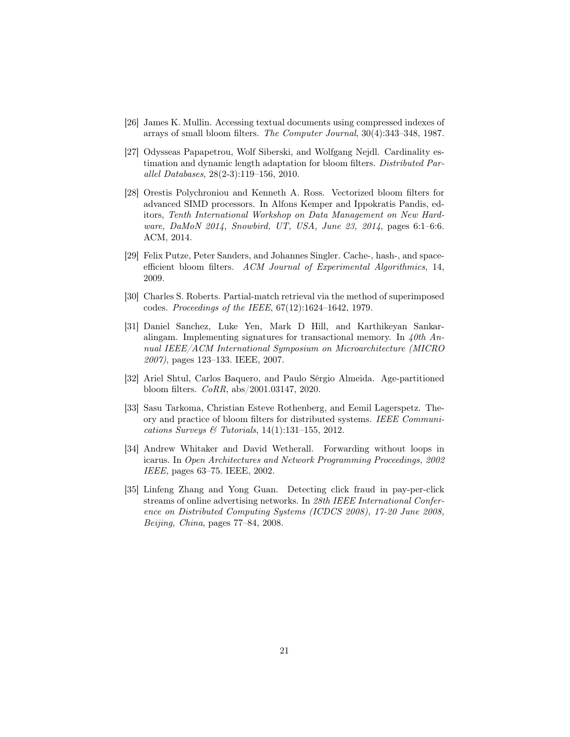[26] James K. Mullin. Accessing textual documents using compressed indexes of arrays of small bloom filters. *The Computer Journal*, 30(4):343–348, 1987.

[27] Odysseas Papapetrou, Wolf Siberski, and Wolfgang Nejdl. Cardinality estimation and dynamic length adaptation for bloom filters. *Distributed Parallel Databases*, 28(2-3):119–156, 2010.

[28] Orestis Polychroniou and Kenneth A. Ross. Vectorized bloom filters for advanced SIMD processors. In Alfons Kemper and Ippokratis Pandis, editors, *Tenth International Workshop on Data Management on New Hardware, DaMoN 2014, Snowbird, UT, USA, June 23, 2014*, pages 6:1–6:6. ACM, 2014.

[29] Felix Putze, Peter Sanders, and Johannes Singler. Cache-, hash-, and space-efficient bloom filters. *ACM Journal of Experimental Algorithmics*, 14, 2009.

[30] Charles S. Roberts. Partial-match retrieval via the method of superimposed codes. *Proceedings of the IEEE*, 67(12):1624–1642, 1979.

[31] Daniel Sanchez, Luke Yen, Mark D Hill, and Karthikeyan Sankaralingam. Implementing signatures for transactional memory. In *40th Annual IEEE/ACM International Symposium on Microarchitecture (MICRO 2007)*, pages 123–133. IEEE, 2007.

[32] Ariel Shtul, Carlos Baquero, and Paulo Sérgio Almeida. Age-partitioned bloom filters. *CoRR*, abs/2001.03147, 2020.

[33] Sasu Tarkoma, Christian Esteve Rothenberg, and Eemil Lagerspetz. Theory and practice of bloom filters for distributed systems. *IEEE Communications Surveys & Tutorials*, 14(1):131–155, 2012.

[34] Andrew Whitaker and David Wetherall. Forwarding without loops in icarus. In *Open Architectures and Network Programming Proceedings, 2002 IEEE*, pages 63–75. IEEE, 2002.

[35] Linfeng Zhang and Yong Guan. Detecting click fraud in pay-per-click streams of online advertising networks. In *28th IEEE International Conference on Distributed Computing Systems (ICDCS 2008), 17-20 June 2008, Beijing, China*, pages 77–84, 2008.